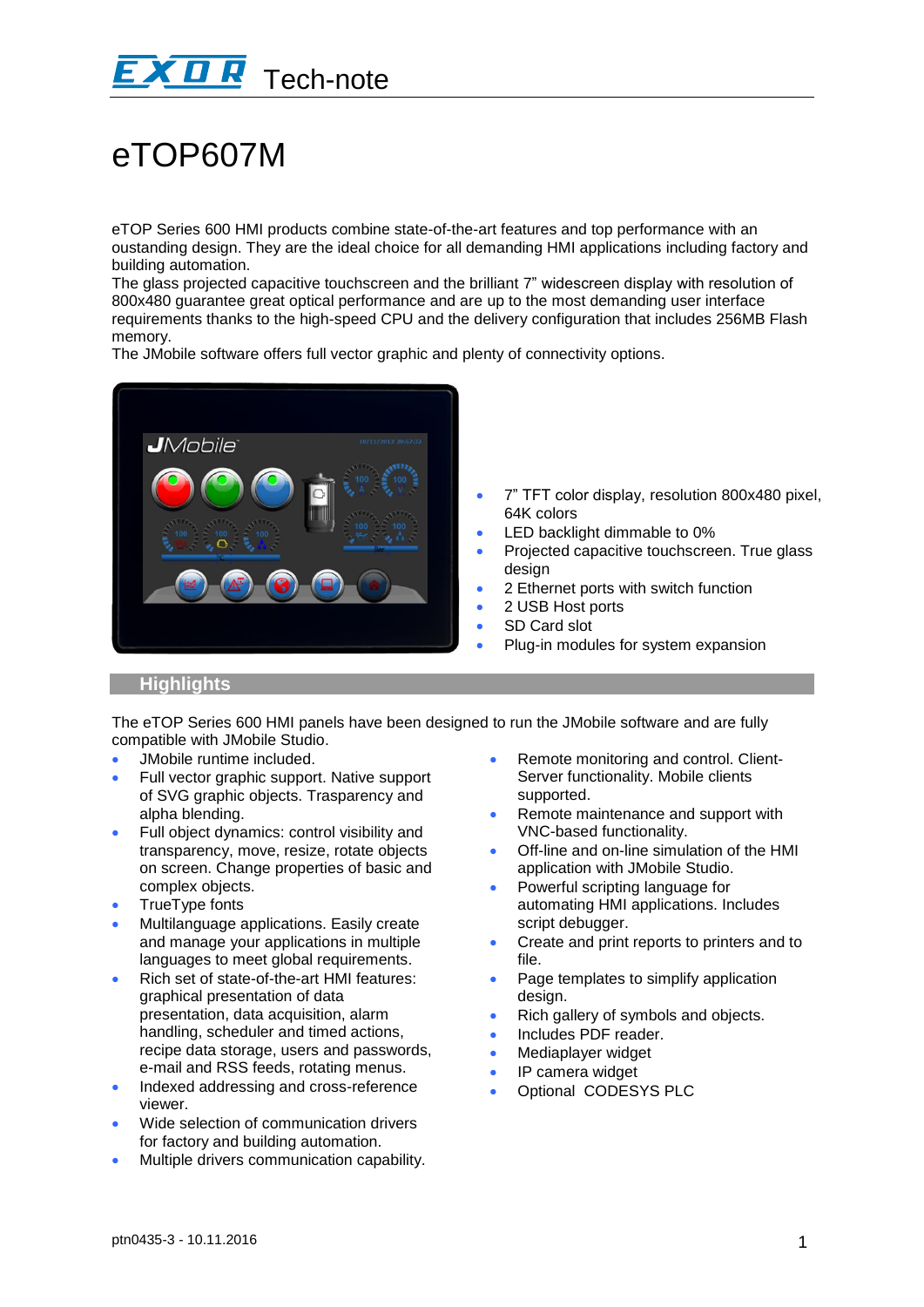# eTOP607M

eTOP Series 600 HMI products combine state-of-the-art features and top performance with an oustanding design. They are the ideal choice for all demanding HMI applications including factory and building automation.
The glass projected capacitive touchscreen and the brilliant 7" widescreen display with resolution of 800x480 guarantee great optical performance and are up to the most demanding user interface requirements thanks to the high-speed CPU and the delivery configuration that includes 256MB Flash memory.
The JMobile software offers full vector graphic and plenty of connectivity options.

- 7" TFT color display, resolution 800x480 pixel, 64K colors
- LED backlight dimmable to 0%
- Projected capacitive touchscreen. True glass design
- 2 Ethernet ports with switch function
- 2 USB Host ports
- SD Card slot
- Plug-in modules for system expansion

## Highlights

The eTOP Series 600 HMI panels have been designed to run the JMobile software and are fully compatible with JMobile Studio.

- JMobile runtime included.
- Full vector graphic support. Native support of SVG graphic objects. Trasparency and alpha blending.
- Full object dynamics: control visibility and transparency, move, resize, rotate objects on screen. Change properties of basic and complex objects.
- TrueType fonts
- Multilanguage applications. Easily create and manage your applications in multiple languages to meet global requirements.
- Rich set of state-of-the-art HMI features: graphical presentation of data presentation, data acquisition, alarm handling, scheduler and timed actions, recipe data storage, users and passwords, e-mail and RSS feeds, rotating menus.
- Indexed addressing and cross-reference viewer.
- Wide selection of communication drivers for factory and building automation.
- Multiple drivers communication capability.
- Remote monitoring and control. Client-Server functionality. Mobile clients supported.
- Remote maintenance and support with VNC-based functionality.
- Off-line and on-line simulation of the HMI application with JMobile Studio.
- Powerful scripting language for automating HMI applications. Includes script debugger.
- Create and print reports to printers and to file.
- Page templates to simplify application design.
- Rich gallery of symbols and objects.
- Includes PDF reader.
- Mediaplayer widget
- IP camera widget
- Optional CODESYS PLC

ptn0435-3 - 10.11.2016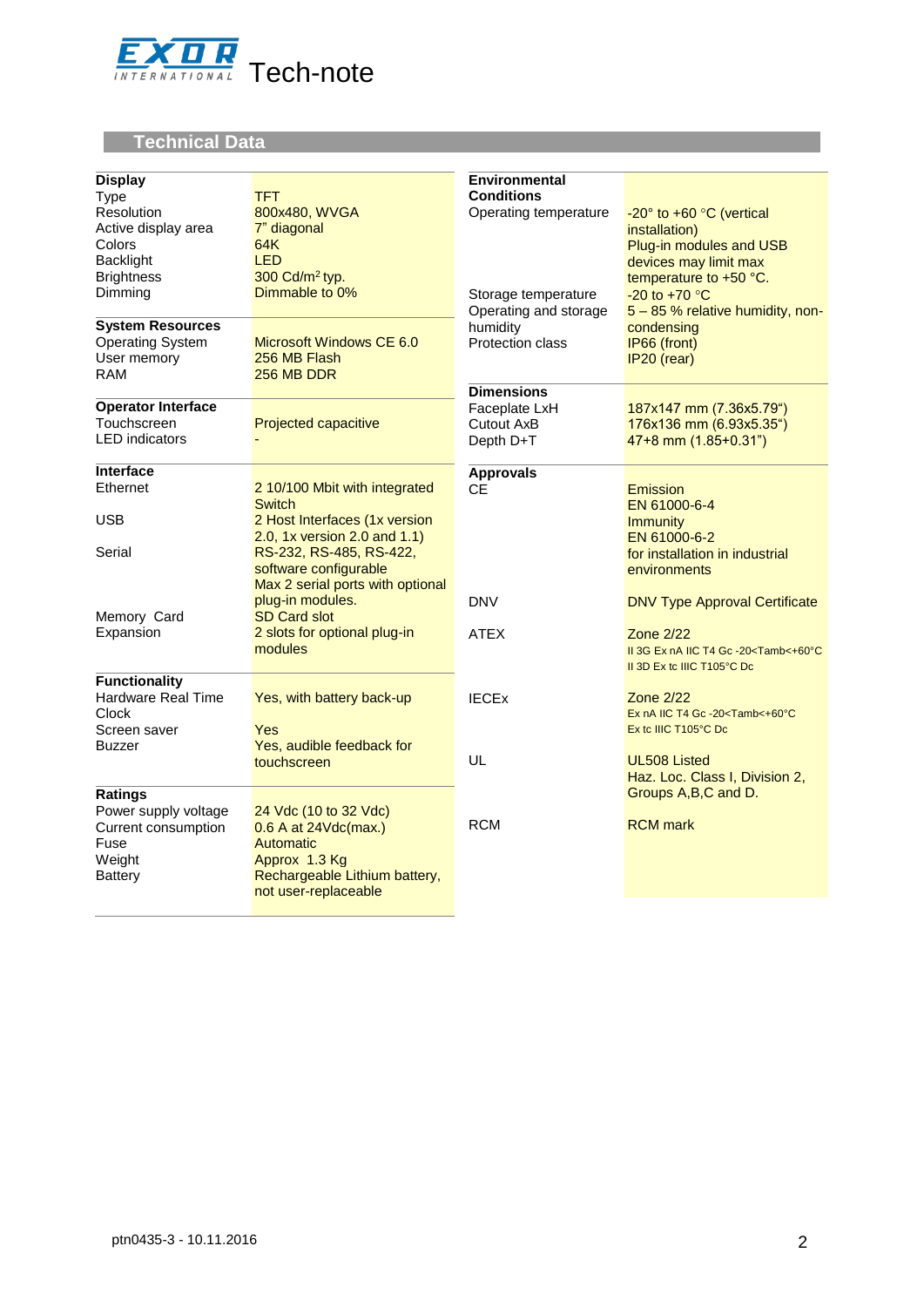## Technical Data

| **Display** | |
|---|---|
| Type | TFT |
| Resolution | 800x480, WVGA |
| Active display area | 7” diagonal |
| Colors | 64K |
| Backlight | LED |
| Brightness | 300 Cd/m$^2$ typ. |
| Dimming | Dimmable to 0% |
| **System Resources** | |
| Operating System | Microsoft Windows CE 6.0 |
| User memory | 256 MB Flash |
| RAM | 256 MB DDR |
| **Operator Interface** | |
| Touchscreen | Projected capacitive |
| LED indicators | - |
| **Interface** | |
| Ethernet | 2 10/100 Mbit with integrated Switch |
| USB | 2 Host Interfaces (1x version 2.0, 1x version 2.0 and 1.1) |
| Serial | RS-232, RS-485, RS-422, software configurable<br>Max 2 serial ports with optional plug-in modules. |
| Memory Card | SD Card slot |
| Expansion | 2 slots for optional plug-in modules |
| **Functionality** | |
| Hardware Real Time Clock | Yes, with battery back-up |
| Screen saver | Yes |
| Buzzer | Yes, audible feedback for touchscreen |
| **Ratings** | |
| Power supply voltage | 24 Vdc (10 to 32 Vdc) |
| Current consumption | 0.6 A at 24Vdc(max.) |
| Fuse | Automatic |
| Weight | Approx 1.3 Kg |
| Battery | Rechargeable Lithium battery, not user-replaceable |

| **Environmental Conditions** | |
|---|---|
| Operating temperature | -20° to +60 °C (vertical installation)<br>Plug-in modules and USB devices may limit max temperature to +50 °C. |
| Storage temperature | -20 to +70 °C |
| Operating and storage humidity | 5 – 85 % relative humidity, non-condensing |
| Protection class | IP66 (front)<br>IP20 (rear) |
| **Dimensions** | |
| Faceplate LxH | 187x147 mm (7.36x5.79“) |
| Cutout AxB | 176x136 mm (6.93x5.35“) |
| Depth D+T | 47+8 mm (1.85+0.31”) |
| **Approvals** | |
| CE | Emission<br>EN 61000-6-4<br>Immunity<br>EN 61000-6-2<br>for installation in industrial environments |
| DNV | DNV Type Approval Certificate |
| ATEX | Zone 2/22<br>II 3G Ex nA IIC T4 Gc -20<Tamb<+60°C<br>II 3D Ex tc IIIC T105°C Dc |
| IECEx | Zone 2/22<br>Ex nA IIC T4 Gc -20<Tamb<+60°C<br>Ex tc IIIC T105°C Dc |
| UL | UL508 Listed<br>Haz. Loc. Class I, Division 2, Groups A,B,C and D. |
| RCM | RCM mark |

ptn0435-3 - 10.11.2016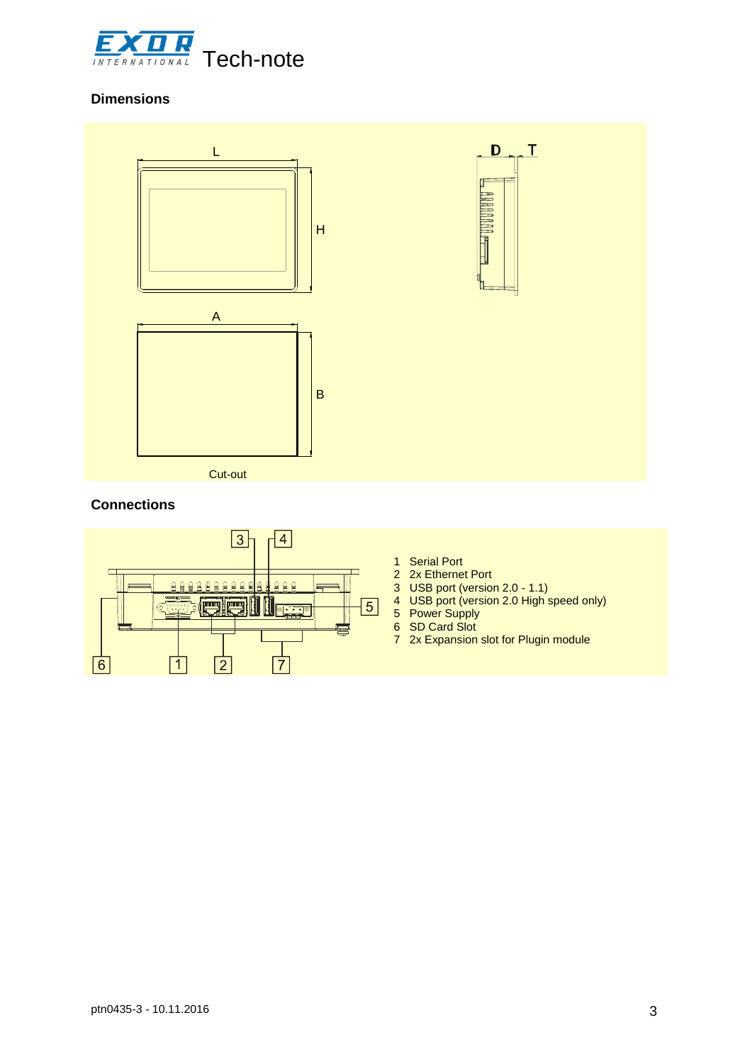## Dimensions

L

H

D T

A

B

Cut-out

## Connections

1 Serial Port
2 2x Ethernet Port
3 USB port (version 2.0 - 1.1)
4 USB port (version 2.0 High speed only)
5 Power Supply
6 SD Card Slot
7 2x Expansion slot for Plugin module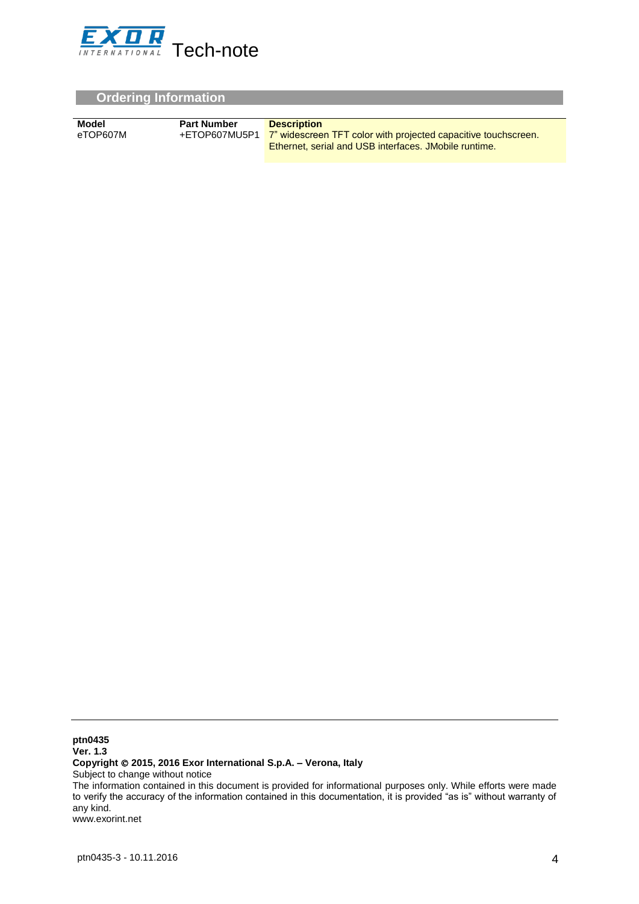## Ordering Information

| Model | Part Number | Description |
| --- | --- | --- |
| eTOP607M | +ETOP607MU5P1 | 7" widescreen TFT color with projected capacitive touchscreen. Ethernet, serial and USB interfaces. JMobile runtime. |

**ptn0435**
**Ver. 1.3**
**Copyright © 2015, 2016 Exor International S.p.A. – Verona, Italy**
Subject to change without notice
The information contained in this document is provided for informational purposes only. While efforts were made to verify the accuracy of the information contained in this documentation, it is provided "as is" without warranty of any kind.
www.exorint.net